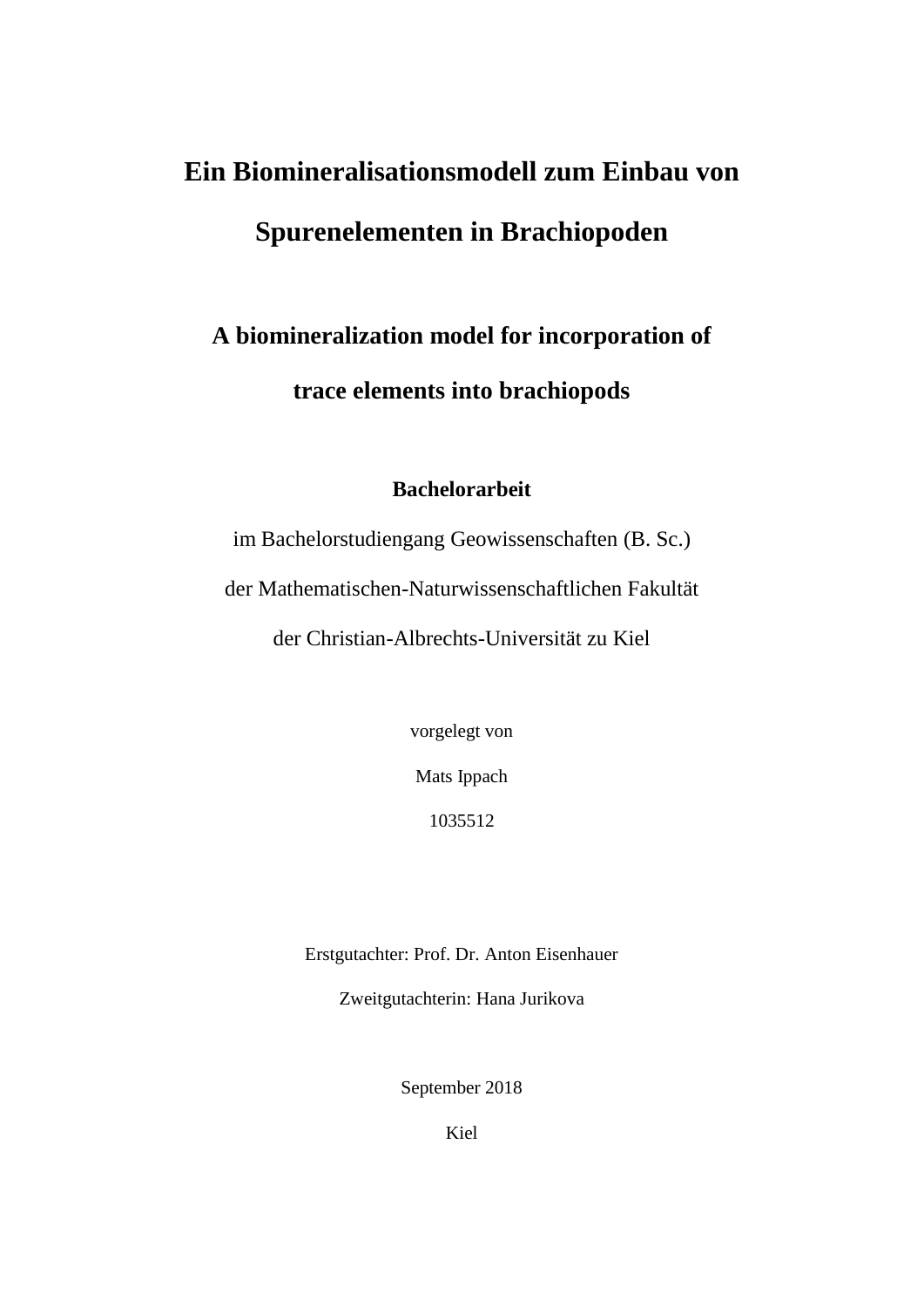# Ein Biomineralisationsmodell zum Einbau von Spurenelementen in Brachiopoden

# A biomineralization model for incorporation of trace elements into brachiopods

**Bachelorarbeit**

im Bachelorstudiengang Geowissenschaften (B. Sc.)

der Mathematischen-Naturwissenschaftlichen Fakultät

der Christian-Albrechts-Universität zu Kiel

vorgelegt von

Mats Ippach

1035512

Erstgutachter: Prof. Dr. Anton Eisenhauer

Zweitgutachterin: Hana Jurikova

September 2018

Kiel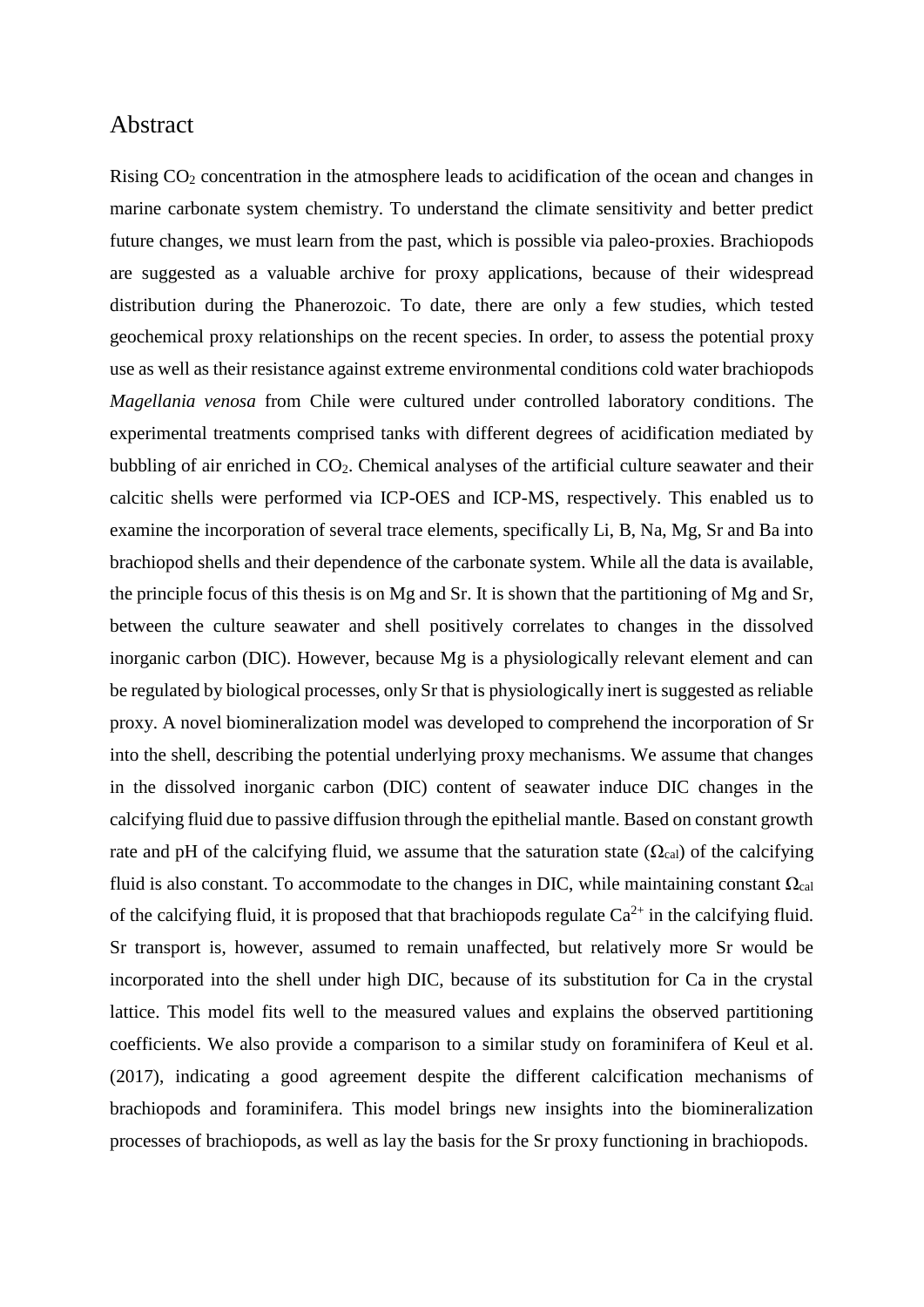# Abstract

Rising $CO_2$ concentration in the atmosphere leads to acidification of the ocean and changes in marine carbonate system chemistry. To understand the climate sensitivity and better predict future changes, we must learn from the past, which is possible via paleo-proxies. Brachiopods are suggested as a valuable archive for proxy applications, because of their widespread distribution during the Phanerozoic. To date, there are only a few studies, which tested geochemical proxy relationships on the recent species. In order, to assess the potential proxy use as well as their resistance against extreme environmental conditions cold water brachiopods *Magellania venosa* from Chile were cultured under controlled laboratory conditions. The experimental treatments comprised tanks with different degrees of acidification mediated by bubbling of air enriched in $CO_2$. Chemical analyses of the artificial culture seawater and their calcitic shells were performed via ICP-OES and ICP-MS, respectively. This enabled us to examine the incorporation of several trace elements, specifically Li, B, Na, Mg, Sr and Ba into brachiopod shells and their dependence of the carbonate system. While all the data is available, the principle focus of this thesis is on Mg and Sr. It is shown that the partitioning of Mg and Sr, between the culture seawater and shell positively correlates to changes in the dissolved inorganic carbon (DIC). However, because Mg is a physiologically relevant element and can be regulated by biological processes, only Sr that is physiologically inert is suggested as reliable proxy. A novel biomineralization model was developed to comprehend the incorporation of Sr into the shell, describing the potential underlying proxy mechanisms. We assume that changes in the dissolved inorganic carbon (DIC) content of seawater induce DIC changes in the calcifying fluid due to passive diffusion through the epithelial mantle. Based on constant growth rate and pH of the calcifying fluid, we assume that the saturation state ($\Omega_{cal}$) of the calcifying fluid is also constant. To accommodate to the changes in DIC, while maintaining constant $\Omega_{cal}$ of the calcifying fluid, it is proposed that that brachiopods regulate $Ca^{2+}$ in the calcifying fluid. Sr transport is, however, assumed to remain unaffected, but relatively more Sr would be incorporated into the shell under high DIC, because of its substitution for Ca in the crystal lattice. This model fits well to the measured values and explains the observed partitioning coefficients. We also provide a comparison to a similar study on foraminifera of Keul et al. (2017), indicating a good agreement despite the different calcification mechanisms of brachiopods and foraminifera. This model brings new insights into the biomineralization processes of brachiopods, as well as lay the basis for the Sr proxy functioning in brachiopods.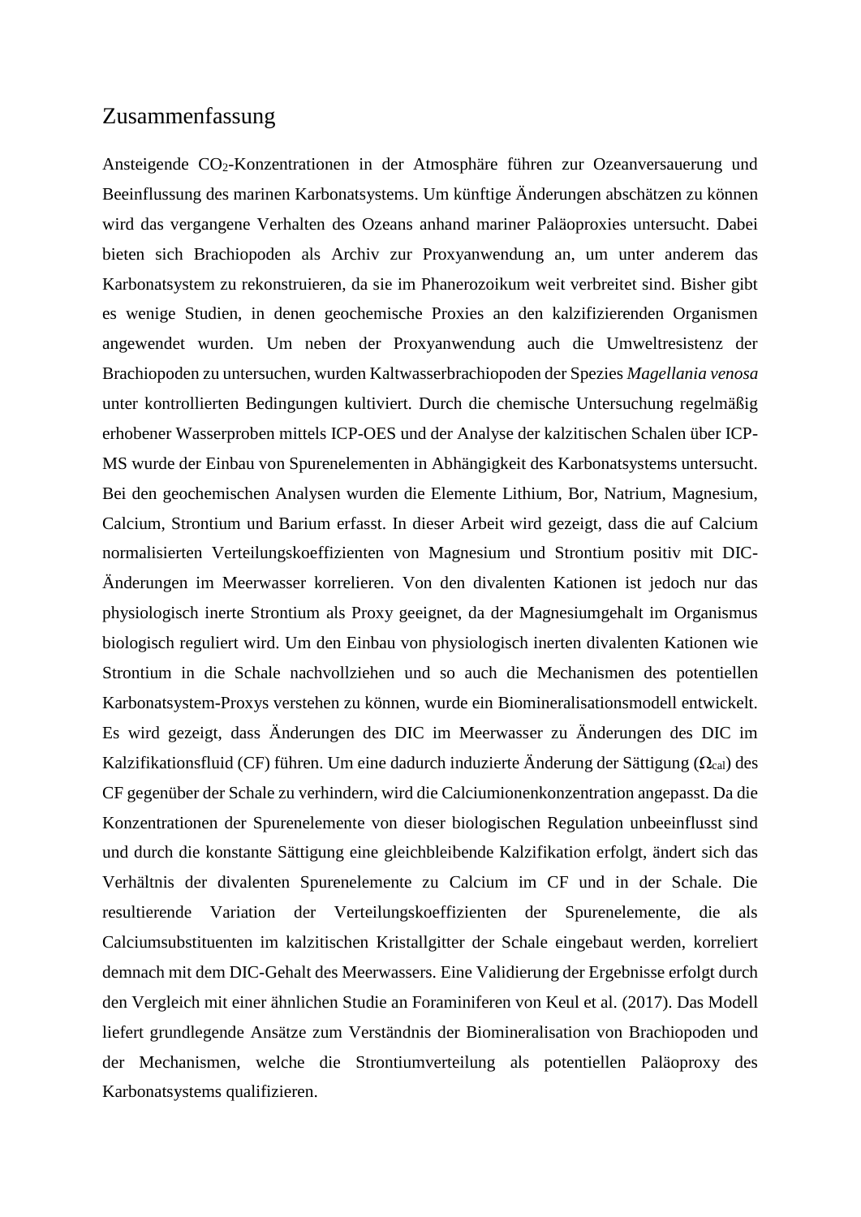# Zusammenfassung

Ansteigende $CO_2$-Konzentrationen in der Atmosphäre führen zur Ozeanversauerung und Beeinflussung des marinen Karbonatsystems. Um künftige Änderungen abschätzen zu können wird das vergangene Verhalten des Ozeans anhand mariner Paläoproxies untersucht. Dabei bieten sich Brachiopoden als Archiv zur Proxyanwendung an, um unter anderem das Karbonatsystem zu rekonstruieren, da sie im Phanerozoikum weit verbreitet sind. Bisher gibt es wenige Studien, in denen geochemische Proxies an den kalzifizierenden Organismen angewendet wurden. Um neben der Proxyanwendung auch die Umweltresistenz der Brachiopoden zu untersuchen, wurden Kaltwasserbrachiopoden der Spezies *Magellania venosa* unter kontrollierten Bedingungen kultiviert. Durch die chemische Untersuchung regelmäßig erhobener Wasserproben mittels ICP-OES und der Analyse der kalzitischen Schalen über ICP-MS wurde der Einbau von Spurenelementen in Abhängigkeit des Karbonatsystems untersucht. Bei den geochemischen Analysen wurden die Elemente Lithium, Bor, Natrium, Magnesium, Calcium, Strontium und Barium erfasst. In dieser Arbeit wird gezeigt, dass die auf Calcium normalisierten Verteilungskoeffizienten von Magnesium und Strontium positiv mit DIC-Änderungen im Meerwasser korrelieren. Von den divalenten Kationen ist jedoch nur das physiologisch inerte Strontium als Proxy geeignet, da der Magnesiumgehalt im Organismus biologisch reguliert wird. Um den Einbau von physiologisch inerten divalenten Kationen wie Strontium in die Schale nachvollziehen und so auch die Mechanismen des potentiellen Karbonatsystem-Proxys verstehen zu können, wurde ein Biomineralisationsmodell entwickelt. Es wird gezeigt, dass Änderungen des DIC im Meerwasser zu Änderungen des DIC im Kalzifikationsfluid (CF) führen. Um eine dadurch induzierte Änderung der Sättigung ($\Omega_{cal}$) des CF gegenüber der Schale zu verhindern, wird die Calciumionenkonzentration angepasst. Da die Konzentrationen der Spurenelemente von dieser biologischen Regulation unbeeinflusst sind und durch die konstante Sättigung eine gleichbleibende Kalzifikation erfolgt, ändert sich das Verhältnis der divalenten Spurenelemente zu Calcium im CF und in der Schale. Die resultierende Variation der Verteilungskoeffizienten der Spurenelemente, die als Calciumsubstituenten im kalzitischen Kristallgitter der Schale eingebaut werden, korreliert demnach mit dem DIC-Gehalt des Meerwassers. Eine Validierung der Ergebnisse erfolgt durch den Vergleich mit einer ähnlichen Studie an Foraminiferen von Keul et al. (2017). Das Modell liefert grundlegende Ansätze zum Verständnis der Biomineralisation von Brachiopoden und der Mechanismen, welche die Strontiumverteilung als potentiellen Paläoproxy des Karbonatsystems qualifizieren.